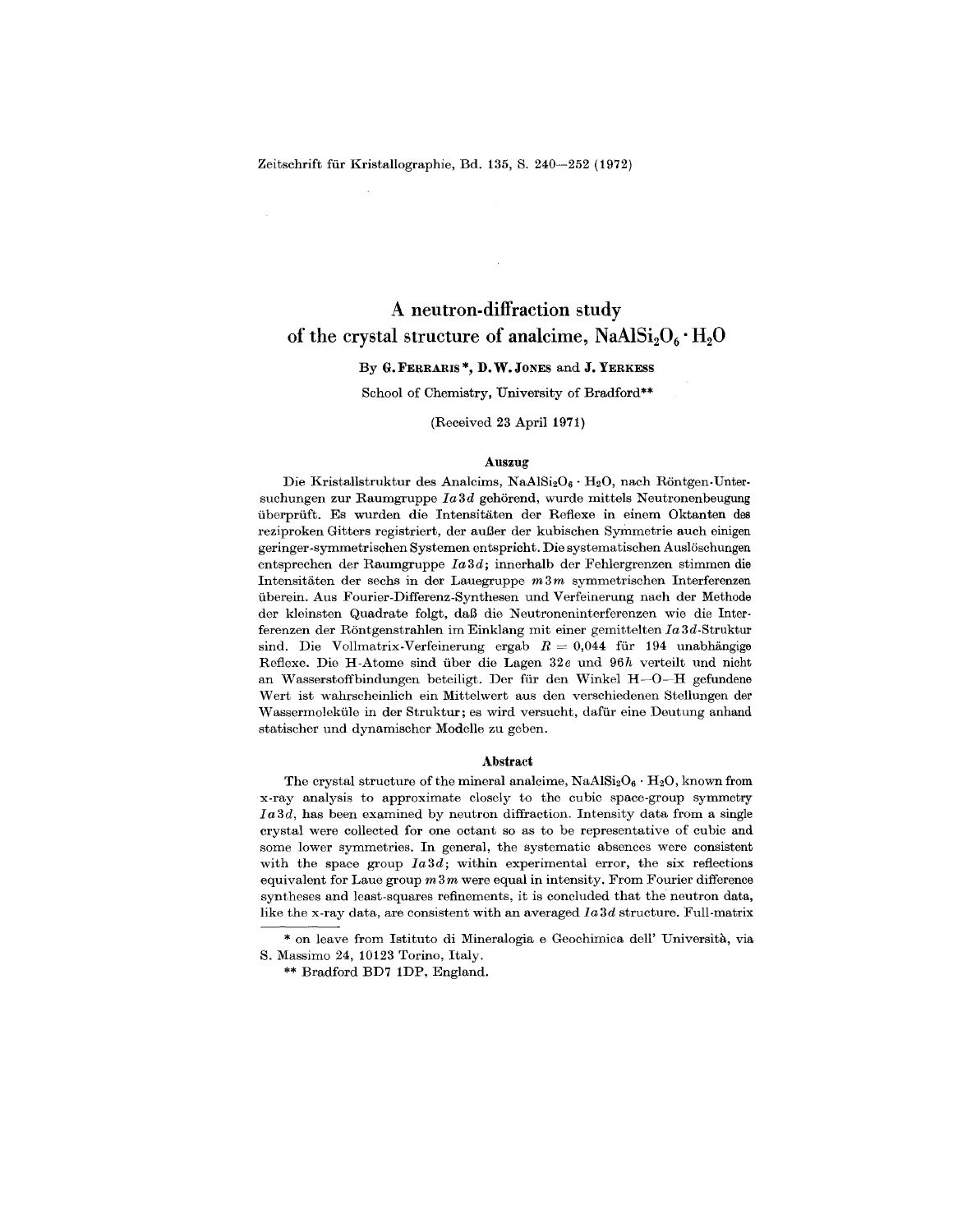# A neutron-diffraction study of the crystal structure of analcime, $NaAlSi_2O_6 \cdot H_2O$

By **G. Ferraris** *, **D. W. Jones** and **J. Yerkess**

School of Chemistry, University of Bradford**

(Received 23 April 1971)

### Auszug

Die Kristallstruktur des Analcims, $NaAlSi_2O_6 \cdot H_2O$, nach Röntgen-Untersuchungen zur Raumgruppe $Ia3d$ gehörend, wurde mittels Neutronenbeugung überprüft. Es wurden die Intensitäten der Reflexe in einem Oktanten des reziproken Gitters registriert, der außer der kubischen Symmetrie auch einigen geringer-symmetrischen Systemen entspricht. Die systematischen Auslöschungen entsprechen der Raumgruppe $Ia3d$; innerhalb der Fehlergrenzen stimmen die Intensitäten der sechs in der Lauegruppe $m3m$ symmetrischen Interferenzen überein. Aus Fourier-Differenz-Synthesen und Verfeinerung nach der Methode der kleinsten Quadrate folgt, daß die Neutroneninterferenzen wie die Interferenzen der Röntgenstrahlen im Einklang mit einer gemittelten $Ia3d$-Struktur sind. Die Vollmatrix-Verfeinerung ergab $R = 0{,}044$ für 194 unabhängige Reflexe. Die H-Atome sind über die Lagen $32e$ und $96h$ verteilt und nicht an Wasserstoffbindungen beteiligt. Der für den Winkel H—O—H gefundene Wert ist wahrscheinlich ein Mittelwert aus den verschiedenen Stellungen der Wassermoleküle in der Struktur; es wird versucht, dafür eine Deutung anhand statischer und dynamischer Modelle zu geben.

### Abstract

The crystal structure of the mineral analcime, $NaAlSi_2O_6 \cdot H_2O$, known from x-ray analysis to approximate closely to the cubic space-group symmetry $Ia3d$, has been examined by neutron diffraction. Intensity data from a single crystal were collected for one octant so as to be representative of cubic and some lower symmetries. In general, the systematic absences were consistent with the space group $Ia3d$; within experimental error, the six reflections equivalent for Laue group $m3m$ were equal in intensity. From Fourier difference syntheses and least-squares refinements, it is concluded that the neutron data, like the x-ray data, are consistent with an averaged $Ia3d$ structure. Full-matrix

\* on leave from Istituto di Mineralogia e Geochimica dell' Università, via S. Massimo 24, 10123 Torino, Italy.

\*\* Bradford BD7 1DP, England.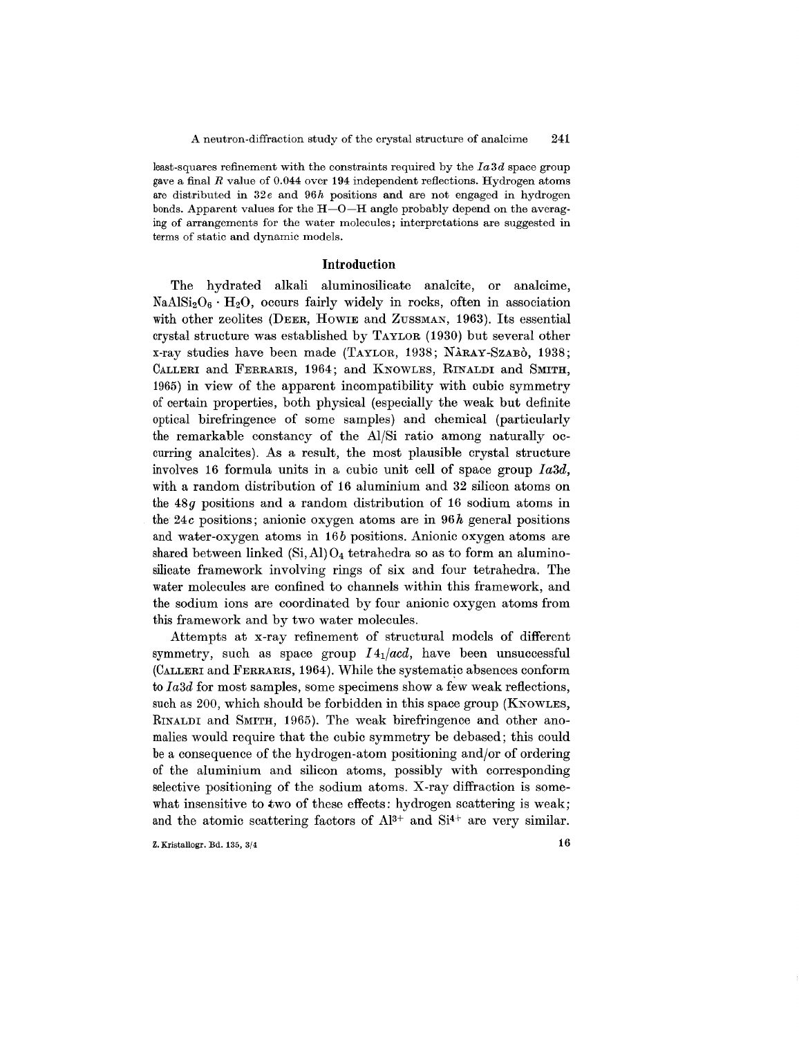least-squares refinement with the constraints required by the $Ia3d$ space group gave a final $R$ value of 0.044 over 194 independent reflections. Hydrogen atoms are distributed in $32e$ and $96h$ positions and are not engaged in hydrogen bonds. Apparent values for the H—O—H angle probably depend on the averaging of arrangements for the water molecules; interpretations are suggested in terms of static and dynamic models.

## Introduction

The hydrated alkali aluminosilicate analcite, or analcime, $NaAlSi_2O_6 \cdot H_2O$, occurs fairly widely in rocks, often in association with other zeolites (Deer, Howie and Zussman, 1963). Its essential crystal structure was established by Taylor (1930) but several other x-ray studies have been made (Taylor, 1938; Náray-Szabó, 1938; Calleri and Ferraris, 1964; and Knowles, Rinaldi and Smith, 1965) in view of the apparent incompatibility with cubic symmetry of certain properties, both physical (especially the weak but definite optical birefringence of some samples) and chemical (particularly the remarkable constancy of the Al/Si ratio among naturally occurring analcites). As a result, the most plausible crystal structure involves 16 formula units in a cubic unit cell of space group $Ia3d$, with a random distribution of 16 aluminium and 32 silicon atoms on the $48g$ positions and a random distribution of 16 sodium atoms in the $24c$ positions; anionic oxygen atoms are in $96h$ general positions and water-oxygen atoms in $16b$ positions. Anionic oxygen atoms are shared between linked $(Si, Al)O_4$ tetrahedra so as to form an aluminosilicate framework involving rings of six and four tetrahedra. The water molecules are confined to channels within this framework, and the sodium ions are coordinated by four anionic oxygen atoms from this framework and by two water molecules.

Attempts at x-ray refinement of structural models of different symmetry, such as space group $I4_1/acd$, have been unsuccessful (Calleri and Ferraris, 1964). While the systematic absences conform to $Ia3d$ for most samples, some specimens show a few weak reflections, such as 200, which should be forbidden in this space group (Knowles, Rinaldi and Smith, 1965). The weak birefringence and other anomalies would require that the cubic symmetry be debased; this could be a consequence of the hydrogen-atom positioning and/or of ordering of the aluminium and silicon atoms, possibly with corresponding selective positioning of the sodium atoms. X-ray diffraction is somewhat insensitive to two of these effects: hydrogen scattering is weak; and the atomic scattering factors of $Al^{3+}$ and $Si^{4+}$ are very similar.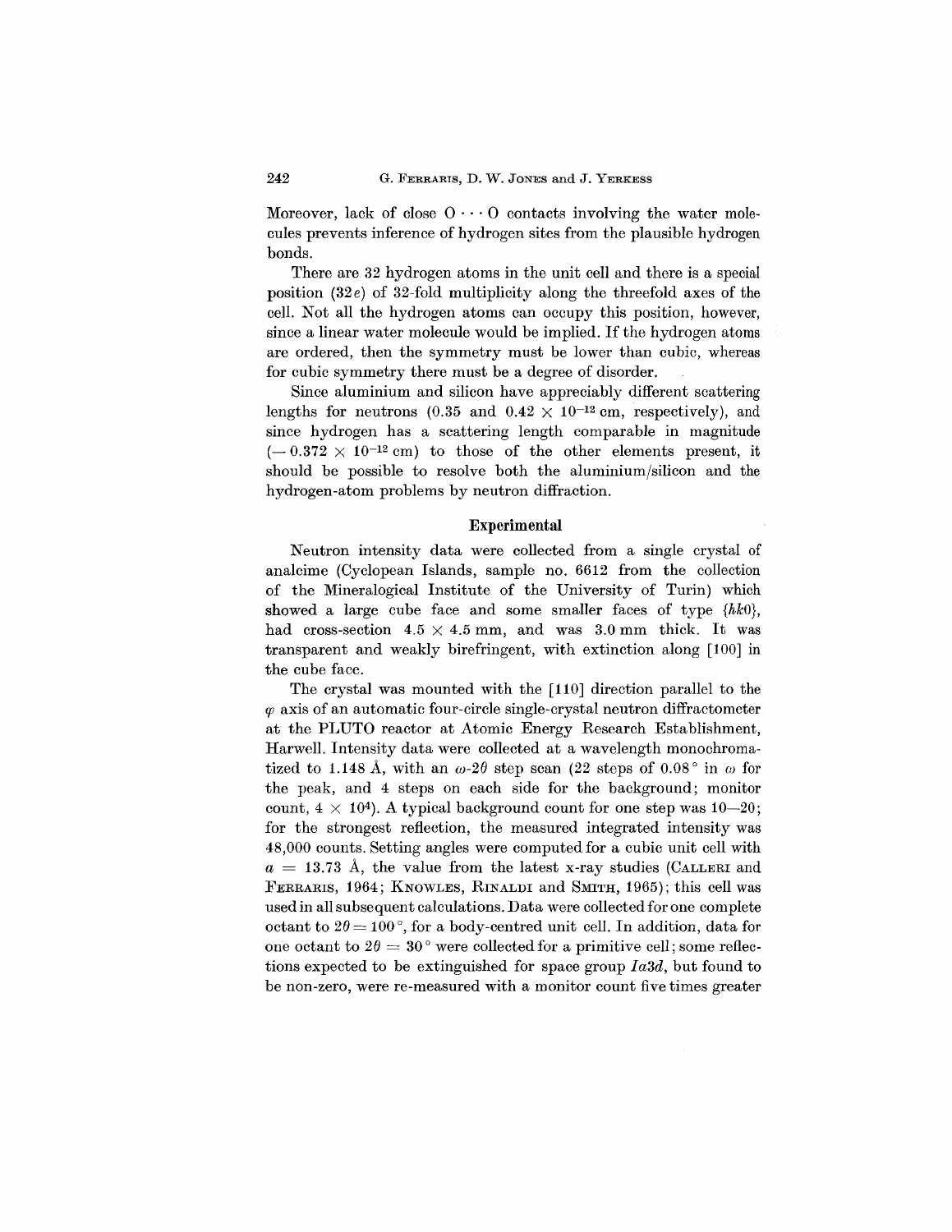Moreover, lack of close O $\cdots$ O contacts involving the water molecules prevents inference of hydrogen sites from the plausible hydrogen bonds.

There are 32 hydrogen atoms in the unit cell and there is a special position ($32e$) of 32-fold multiplicity along the threefold axes of the cell. Not all the hydrogen atoms can occupy this position, however, since a linear water molecule would be implied. If the hydrogen atoms are ordered, then the symmetry must be lower than cubic, whereas for cubic symmetry there must be a degree of disorder.

Since aluminium and silicon have appreciably different scattering lengths for neutrons (0.35 and $0.42 \times 10^{-12}$ cm, respectively), and since hydrogen has a scattering length comparable in magnitude ($-0.372 \times 10^{-12}$ cm) to those of the other elements present, it should be possible to resolve both the aluminium/silicon and the hydrogen-atom problems by neutron diffraction.

## Experimental

Neutron intensity data were collected from a single crystal of analcime (Cyclopean Islands, sample no. 6612 from the collection of the Mineralogical Institute of the University of Turin) which showed a large cube face and some smaller faces of type $\{hk0\}$, had cross-section $4.5 \times 4.5$ mm, and was 3.0 mm thick. It was transparent and weakly birefringent, with extinction along [100] in the cube face.

The crystal was mounted with the [110] direction parallel to the $\varphi$ axis of an automatic four-circle single-crystal neutron diffractometer at the PLUTO reactor at Atomic Energy Research Establishment, Harwell. Intensity data were collected at a wavelength monochromatized to 1.148 Å, with an $\omega$-$2\theta$ step scan (22 steps of 0.08° in $\omega$ for the peak, and 4 steps on each side for the background; monitor count, $4 \times 10^4$). A typical background count for one step was 10—20; for the strongest reflection, the measured integrated intensity was 48,000 counts. Setting angles were computed for a cubic unit cell with $a = 13.73$ Å, the value from the latest x-ray studies (Calleri and Ferraris, 1964; Knowles, Rinaldi and Smith, 1965); this cell was used in all subsequent calculations. Data were collected for one complete octant to $2\theta = 100°$, for a body-centred unit cell. In addition, data for one octant to $2\theta = 30°$ were collected for a primitive cell; some reflections expected to be extinguished for space group $Ia3d$, but found to be non-zero, were re-measured with a monitor count five times greater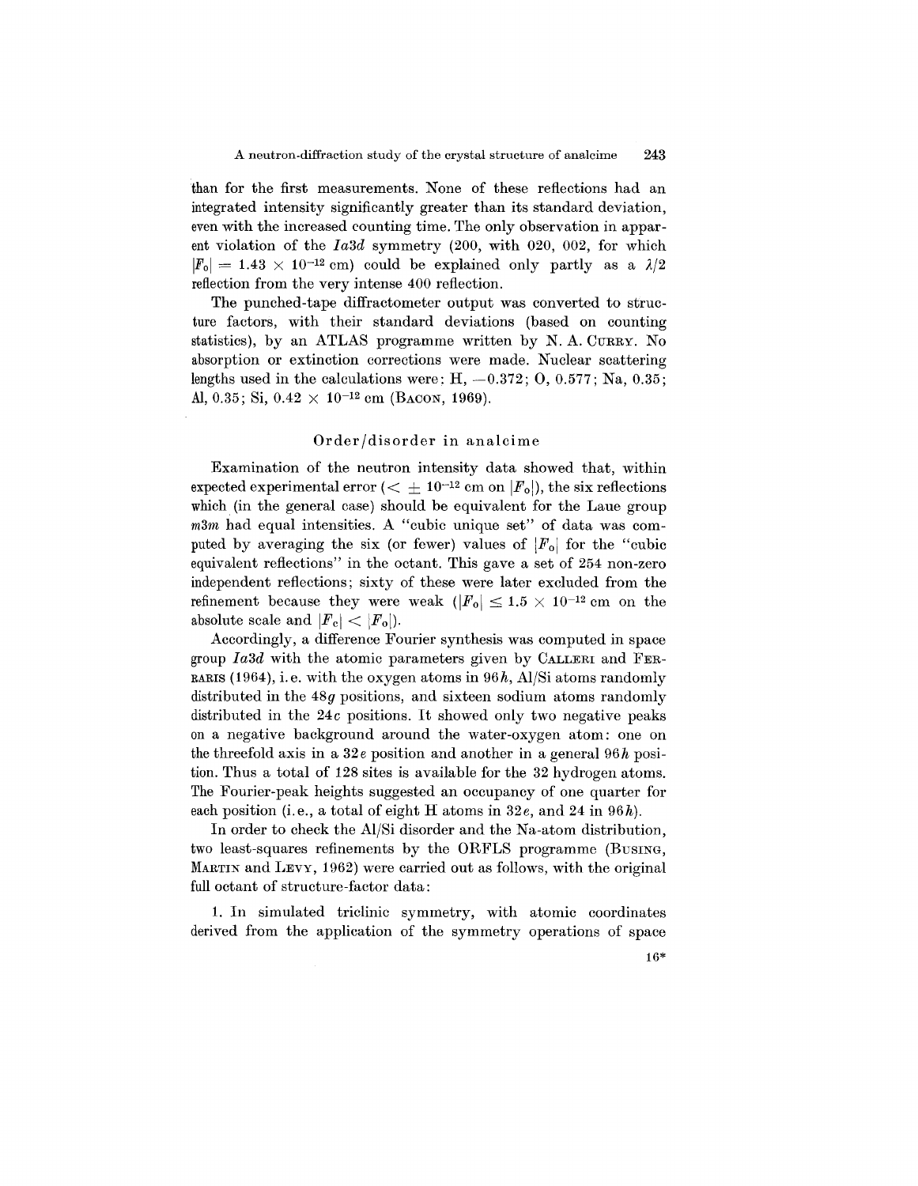than for the first measurements. None of these reflections had an integrated intensity significantly greater than its standard deviation, even with the increased counting time. The only observation in apparent violation of the *Ia3d* symmetry (200, with 020, 002, for which $|F_o| = 1.43 \times 10^{-12}$ cm) could be explained only partly as a $\lambda/2$ reflection from the very intense 400 reflection.

The punched-tape diffractometer output was converted to structure factors, with their standard deviations (based on counting statistics), by an ATLAS programme written by N. A. CURRY. No absorption or extinction corrections were made. Nuclear scattering lengths used in the calculations were: H, $-0.372$; O, 0.577; Na, 0.35; Al, 0.35; Si, $0.42 \times 10^{-12}$ cm (BACON, 1969).

## Order/disorder in analcime

Examination of the neutron intensity data showed that, within expected experimental error ($< \pm 10^{-12}$ cm on $|F_o|$), the six reflections which (in the general case) should be equivalent for the Laue group *m3m* had equal intensities. A "cubic unique set" of data was computed by averaging the six (or fewer) values of $|F_o|$ for the "cubic equivalent reflections" in the octant. This gave a set of 254 non-zero independent reflections; sixty of these were later excluded from the refinement because they were weak ($|F_o| \leq 1.5 \times 10^{-12}$ cm on the absolute scale and $|F_c| < |F_o|$).

Accordingly, a difference Fourier synthesis was computed in space group *Ia3d* with the atomic parameters given by CALLERI and FERRARIS (1964), i.e. with the oxygen atoms in 96*h*, Al/Si atoms randomly distributed in the 48*g* positions, and sixteen sodium atoms randomly distributed in the 24*c* positions. It showed only two negative peaks on a negative background around the water-oxygen atom: one on the threefold axis in a 32*e* position and another in a general 96*h* position. Thus a total of 128 sites is available for the 32 hydrogen atoms. The Fourier-peak heights suggested an occupancy of one quarter for each position (i.e., a total of eight H atoms in 32*e*, and 24 in 96*h*).

In order to check the Al/Si disorder and the Na-atom distribution, two least-squares refinements by the ORFLS programme (BUSING, MARTIN and LEVY, 1962) were carried out as follows, with the original full octant of structure-factor data:

1. In simulated triclinic symmetry, with atomic coordinates derived from the application of the symmetry operations of space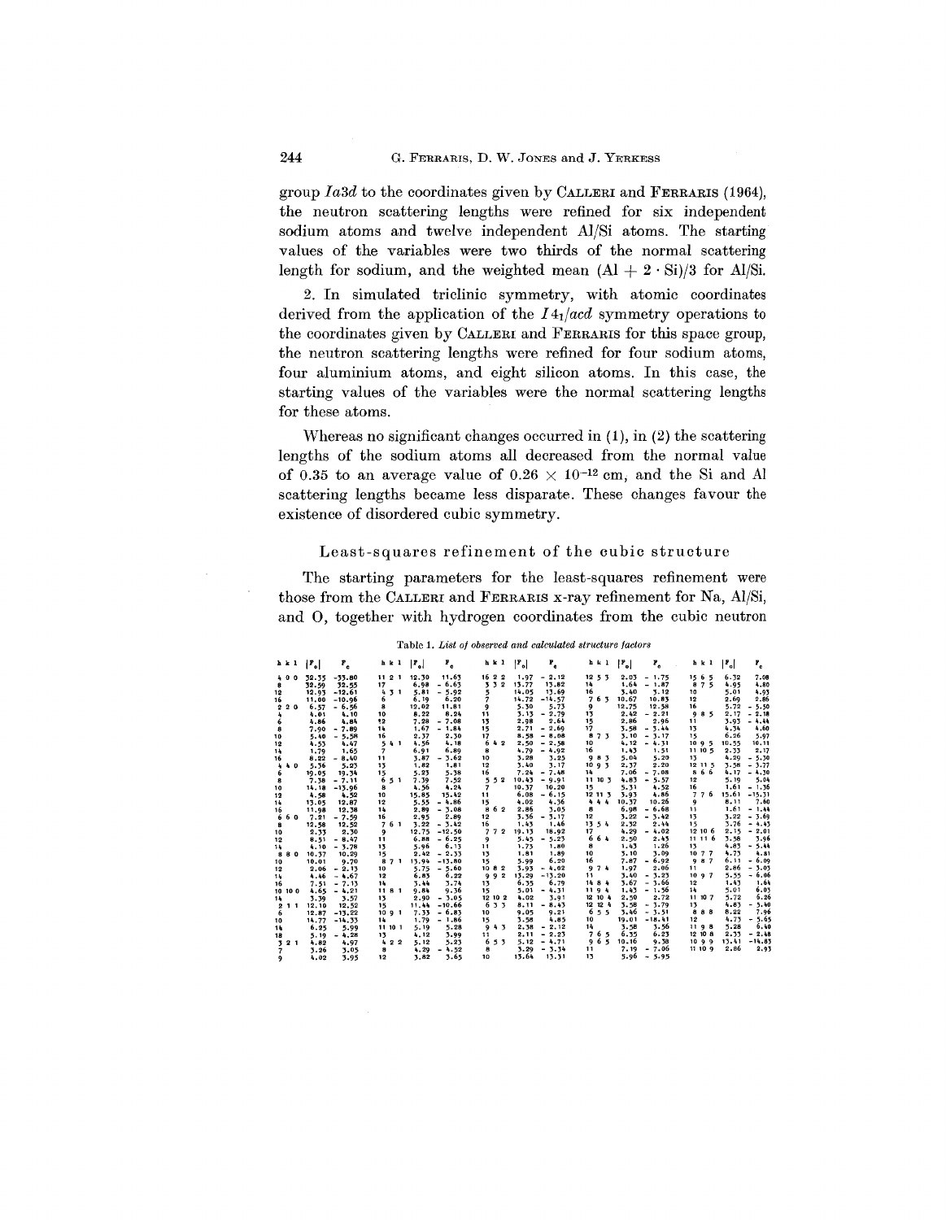group $Ia3d$ to the coordinates given by CALLERI and FERRARIS (1964), the neutron scattering lengths were refined for six independent sodium atoms and twelve independent Al/Si atoms. The starting values of the variables were two thirds of the normal scattering length for sodium, and the weighted mean $(\text{Al} + 2 \cdot \text{Si})/3$ for Al/Si.

2. In simulated triclinic symmetry, with atomic coordinates derived from the application of the $I4_1/acd$ symmetry operations to the coordinates given by CALLERI and FERRARIS for this space group, the neutron scattering lengths were refined for four sodium atoms, four aluminium atoms, and eight silicon atoms. In this case, the starting values of the variables were the normal scattering lengths for these atoms.

Whereas no significant changes occurred in (1), in (2) the scattering lengths of the sodium atoms all decreased from the normal value of 0.35 to an average value of $0.26 \times 10^{-12}$ cm, and the Si and Al scattering lengths became less disparate. These changes favour the existence of disordered cubic symmetry.

## Least-squares refinement of the cubic structure

The starting parameters for the least-squares refinement were those from the CALLERI and FERRARIS x-ray refinement for Na, Al/Si, and O, together with hydrogen coordinates from the cubic neutron

Table 1. *List of observed and calculated structure factors*

| h k l | $\|F_o\|$ | $F_c$ | h k l | $\|F_o\|$ | $F_c$ | h k l | $\|F_o\|$ | $F_c$ | h k l | $\|F_o\|$ | $F_c$ | h k l | $\|F_o\|$ | $F_c$ |
|---|---|---|---|---|---|---|---|---|---|---|---|---|---|---|
| 4 0 0 | 32.35 | −33.80 | 11 2 1 | 12.30 | 11.63 | 16 2 2 | 1.97 | −2.12 | 12 5 3 | 2.03 | −1.75 | 15 6 5 | 6.32 | 7.08 |
| 8 | 32.59 | 32.55 | 17 | 6.98 | −6.63 | 3 3 2 | 13.77 | 13.82 | 14 | 1.64 | −1.87 | 8 7 5 | 4.95 | 4.80 |
| 12 | 12.93 | −12.61 | 4 3 1 | 5.81 | −5.92 | 5 | 14.05 | 13.69 | 16 | 3.40 | 3.12 | 10 | 5.01 | 4.93 |
| 16 | 11.00 | −10.96 | 6 | 6.19 | 6.20 | 7 | 14.72 | −14.57 | 7 6 3 | 10.67 | 10.83 | 12 | 2.69 | 2.86 |
| 2 2 0 | 6.57 | −6.56 | 8 | 12.02 | 11.81 | 9 | 5.30 | 5.73 | 9 | 12.75 | 12.58 | 16 | 5.72 | −5.50 |
| 4 | 4.01 | 4.10 | 10 | 8.22 | 8.24 | 11 | 3.13 | −2.79 | 13 | 2.42 | −2.21 | 9 8 5 | 2.17 | −2.18 |
| 6 | 4.86 | 4.84 | 12 | 7.28 | −7.08 | 13 | 2.98 | 2.64 | 15 | 2.86 | 2.96 | 11 | 3.93 | −4.44 |
| 8 | 7.90 | −7.89 | 14 | 1.67 | −1.84 | 15 | 2.71 | −2.60 | 17 | 3.58 | −3.44 | 13 | 4.34 | 4.60 |
| 10 | 5.40 | −5.58 | 16 | 2.37 | 2.30 | 17 | 8.58 | −8.08 | 8 7 3 | 3.10 | −3.17 | 15 | 6.26 | 5.97 |
| 12 | 4.53 | 4.47 | 5 4 1 | 4.56 | 4.18 | 6 4 2 | 2.50 | −2.58 | 10 | 4.12 | −4.31 | 10 9 5 | 10.55 | 10.11 |
| 14 | 1.79 | 1.65 | 7 | 6.91 | 6.89 | 8 | 4.79 | −4.92 | 16 | 1.43 | 1.51 | 11 10 5 | 2.33 | 2.17 |
| 16 | 8.22 | −8.40 | 11 | 3.87 | −3.62 | 10 | 3.28 | 3.25 | 9 8 3 | 5.04 | 5.20 | 13 | 4.29 | −5.30 |
| 4 4 0 | 5.36 | 5.25 | 13 | 1.82 | 1.81 | 12 | 3.40 | 3.17 | 10 9 3 | 2.37 | 2.20 | 12 11 5 | 3.58 | −3.77 |
| 6 | 19.05 | 19.34 | 15 | 5.23 | 5.38 | 16 | 7.24 | −7.48 | 14 | 7.06 | −7.08 | 8 6 6 | 4.17 | −4.30 |
| 8 | 7.38 | −7.11 | 6 5 1 | 7.39 | 7.52 | 5 5 2 | 10.43 | −9.91 | 11 10 3 | 4.83 | −5.57 | 12 | 5.19 | 5.04 |
| 10 | 14.18 | −13.96 | 8 | 4.56 | 4.24 | 7 | 10.37 | 10.20 | 15 | 5.31 | 4.52 | 16 | 1.61 | −1.36 |
| 12 | 4.58 | 4.52 | 10 | 15.85 | 15.42 | 11 | 6.08 | −6.15 | 12 11 3 | 3.93 | 4.86 | 7 7 6 | 15.61 | −15.31 |
| 14 | 13.05 | 12.87 | 12 | 5.55 | −4.86 | 15 | 4.02 | 4.36 | 4 4 4 | 10.37 | 10.26 | 9 | 8.11 | 7.60 |
| 16 | 11.98 | 12.38 | 14 | 2.89 | −3.08 | 8 6 2 | 2.86 | 3.05 | 8 | 6.98 | −6.68 | 11 | 1.61 | −1.44 |
| 6 6 0 | 7.21 | −7.59 | 16 | 2.95 | 2.89 | 12 | 3.36 | −3.17 | 12 | 3.22 | −3.42 | 13 | 3.22 | −3.69 |
| 8 | 12.58 | 12.52 | 7 6 1 | 3.22 | −3.42 | 16 | 1.43 | 1.46 | 13 5 4 | 2.32 | 2.44 | 15 | 3.76 | −4.43 |
| 10 | 2.33 | 2.30 | 9 | 12.75 | −12.50 | 7 7 2 | 19.13 | 18.92 | 17 | 4.29 | −4.02 | 12 10 6 | 2.15 | −2.01 |
| 12 | 8.51 | −8.47 | 11 | 6.88 | −6.25 | 9 | 5.45 | −5.23 | 6 6 4 | 2.50 | 2.43 | 11 11 6 | 3.58 | 3.96 |
| 14 | 4.10 | −3.78 | 13 | 5.96 | 6.13 | 11 | 1.73 | 1.80 | 8 | 1.43 | 1.26 | 13 | 4.83 | −5.44 |
| 8 8 0 | 10.37 | 10.29 | 15 | 2.42 | −2.33 | 13 | 1.81 | 1.89 | 10 | 3.10 | 3.09 | 10 7 7 | 4.73 | 4.81 |
| 10 | 10.01 | 9.70 | 8 7 1 | 13.94 | −13.80 | 15 | 5.99 | 6.20 | 16 | 7.87 | −6.92 | 9 8 7 | 6.11 | −6.09 |
| 12 | 2.06 | −2.13 | 10 | 5.75 | −5.60 | 10 8 2 | 3.93 | −4.02 | 9 7 4 | 1.97 | 2.06 | 11 | 2.86 | −3.03 |
| 14 | 4.46 | −4.67 | 12 | 6.83 | 6.22 | 9 9 2 | 13.29 | −13.20 | 11 | 3.40 | −3.23 | 10 9 7 | 5.55 | −6.06 |
| 16 | 7.51 | −7.13 | 14 | 3.44 | 3.74 | 13 | 6.35 | 6.79 | 14 8 4 | 3.67 | −3.66 | 12 | 1.43 | 1.64 |
| 10 10 0 | 4.65 | −4.21 | 11 8 1 | 9.84 | 9.36 | 15 | 5.01 | −4.31 | 11 9 4 | 1.43 | −1.56 | 14 | 5.01 | 6.03 |
| 14 | 3.39 | 3.57 | 13 | 2.90 | −3.05 | 12 10 2 | 4.02 | 3.91 | 12 10 4 | 2.50 | 2.72 | 11 10 7 | 5.72 | 6.26 |
| 2 1 1 | 12.10 | 12.52 | 15 | 11.44 | −10.66 | 6 3 3 | 8.11 | −8.43 | 12 12 4 | 3.58 | −3.79 | 13 | 4.83 | −5.40 |
| 6 | 12.87 | −13.22 | 10 9 1 | 7.33 | −6.83 | 10 | 9.05 | 9.21 | 6 5 5 | 3.46 | −3.51 | 8 8 8 | 8.22 | 7.96 |
| 10 | 14.77 | −14.33 | 14 | 1.79 | −1.86 | 15 | 3.58 | 4.85 | 10 | 19.01 | −18.41 | 12 | 4.73 | −5.65 |
| 14 | 6.25 | 5.99 | 11 10 1 | 5.19 | 5.28 | 9 4 3 | 2.38 | −2.12 | 14 | 3.58 | 3.56 | 11 9 8 | 5.28 | 6.40 |
| 18 | 5.19 | −4.28 | 13 | 4.12 | 3.99 | 11 | 2.11 | −2.23 | 7 6 5 | 6.35 | 6.23 | 12 10 8 | 2.33 | −2.48 |
| 3 2 1 | 4.82 | 4.97 | 4 2 2 | 5.12 | −5.23 | 6 5 3 | 5.12 | −4.71 | 9 6 5 | 10.16 | 9.38 | 10 9 9 | 13.41 | −14.83 |
| 7 | 3.26 | 3.05 | 8 | 4.29 | −4.52 | 8 | 3.29 | −3.34 | 11 | 7.19 | −7.06 | 11 10 9 | 2.86 | 2.93 |
| 9 | 4.02 | 3.95 | 12 | 3.82 | 3.65 | 10 | 13.64 | 13.31 | 13 | 5.96 | −5.95 | | | |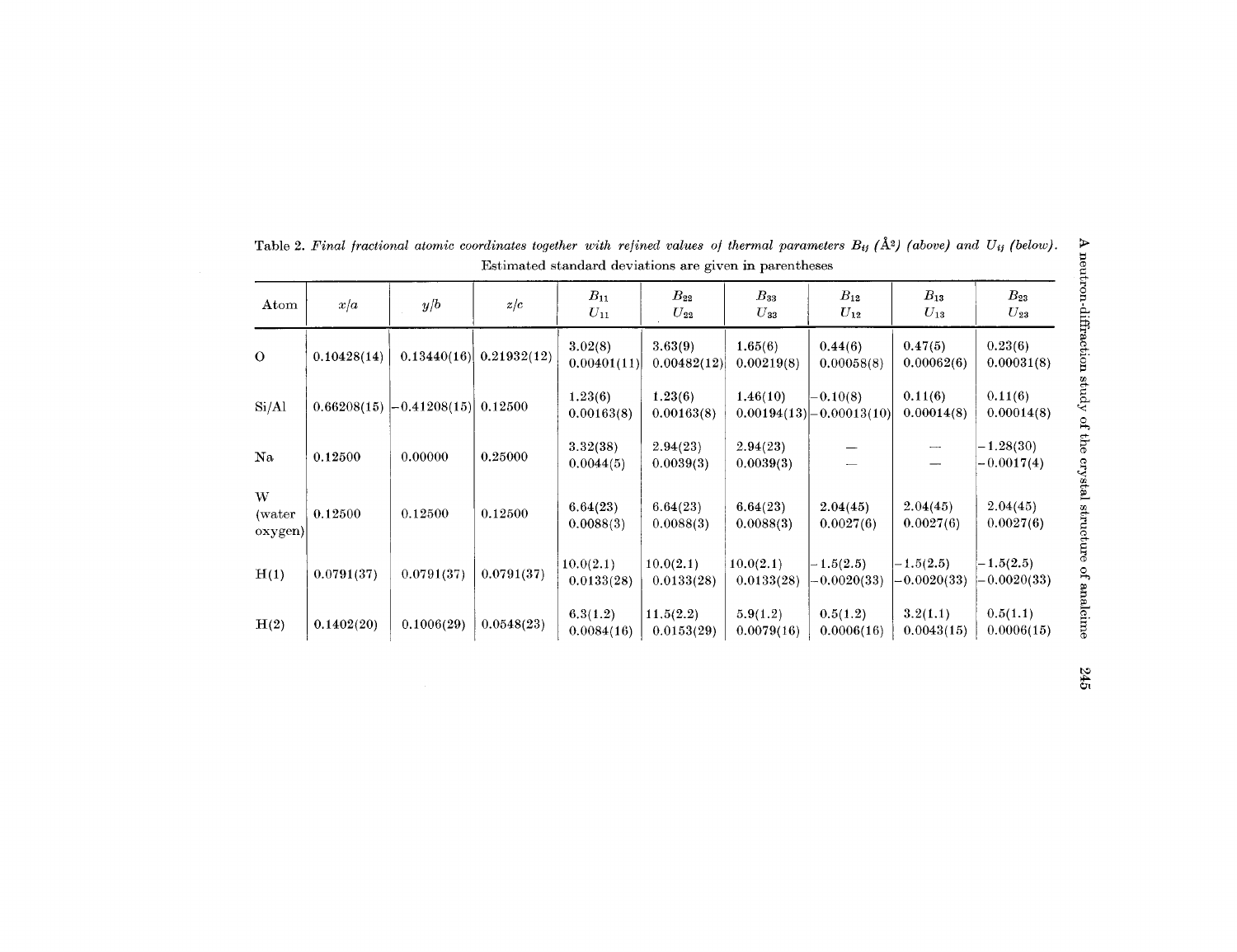Table 2. *Final fractional atomic coordinates together with refined values of thermal parameters $B_{ij}$ ($Å^2$) (above) and $U_{ij}$ (below).* Estimated standard deviations are given in parentheses

| Atom | $x/a$ | $y/b$ | $z/c$ | $B_{11}$ / $U_{11}$ | $B_{22}$ / $U_{22}$ | $B_{33}$ / $U_{33}$ | $B_{12}$ / $U_{12}$ | $B_{13}$ / $U_{13}$ | $B_{23}$ / $U_{23}$ |
|---|---|---|---|---|---|---|---|---|---|
| O | 0.10428(14) | 0.13440(16) | 0.21932(12) | 3.02(8) / 0.00401(11) | 3.63(9) / 0.00482(12) | 1.65(6) / 0.00219(8) | 0.44(6) / 0.00058(8) | 0.47(5) / 0.00062(6) | 0.23(6) / 0.00031(8) |
| Si/Al | 0.66208(15) | −0.41208(15) | 0.12500 | 1.23(6) / 0.00163(8) | 1.23(6) / 0.00163(8) | 1.46(10) / 0.00194(13) | −0.10(8) / −0.00013(10) | 0.11(6) / 0.00014(8) | 0.11(6) / 0.00014(8) |
| Na | 0.12500 | 0.00000 | 0.25000 | 3.32(38) / 0.0044(5) | 2.94(23) / 0.0039(3) | 2.94(23) / 0.0039(3) | — / — | — / — | −1.28(30) / −0.0017(4) |
| W (water oxygen) | 0.12500 | 0.12500 | 0.12500 | 6.64(23) / 0.0088(3) | 6.64(23) / 0.0088(3) | 6.64(23) / 0.0088(3) | 2.04(45) / 0.0027(6) | 2.04(45) / 0.0027(6) | 2.04(45) / 0.0027(6) |
| H(1) | 0.0791(37) | 0.0791(37) | 0.0791(37) | 10.0(2.1) / 0.0133(28) | 10.0(2.1) / 0.0133(28) | 10.0(2.1) / 0.0133(28) | −1.5(2.5) / −0.0020(33) | −1.5(2.5) / −0.0020(33) | −1.5(2.5) / −0.0020(33) |
| H(2) | 0.1402(20) | 0.1006(29) | 0.0548(23) | 6.3(1.2) / 0.0084(16) | 11.5(2.2) / 0.0153(29) | 5.9(1.2) / 0.0079(16) | 0.5(1.2) / 0.0006(16) | 3.2(1.1) / 0.0043(15) | 0.5(1.1) / 0.0006(15) |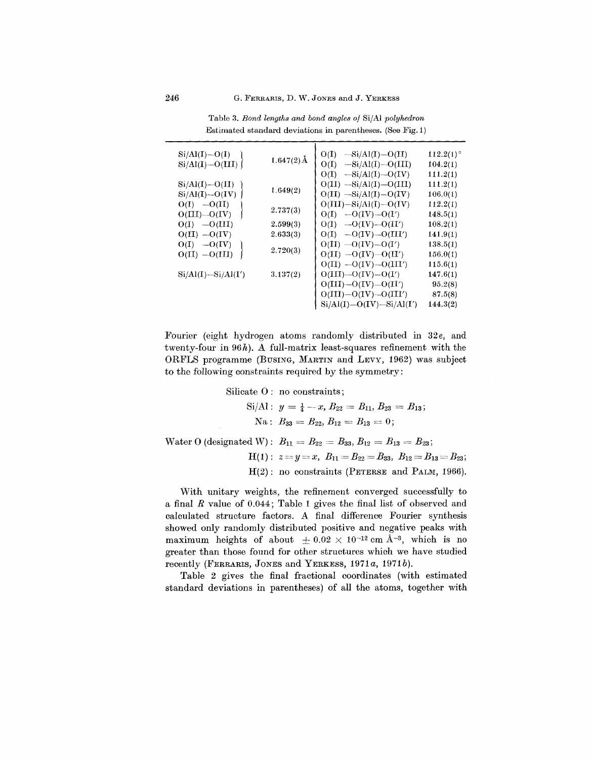Table 3. *Bond lengths and bond angles of* Si/Al *polyhedron*
Estimated standard deviations in parentheses. (See Fig. 1)

| Bond | Length | Angle | Value |
|---|---|---|---|
| Si/Al(I)—O(I), Si/Al(I)—O(III) | 1.647(2) Å | O(I) —Si/Al(I)—O(II) | 112.2(1)° |
| | | O(I) —Si/Al(I)—O(III) | 104.2(1) |
| | | O(I) —Si/Al(I)—O(IV) | 111.2(1) |
| Si/Al(I)—O(II), Si/Al(I)—O(IV) | 1.649(2) | O(II) —Si/Al(I)—O(III) | 111.2(1) |
| | | O(II) —Si/Al(I)—O(IV) | 106.0(1) |
| O(I) —O(II), O(III)—O(IV) | 2.737(3) | O(III)—Si/Al(I)—O(IV) | 112.2(1) |
| | | O(I) —O(IV)—O(I′) | 148.5(1) |
| O(I) —O(III) | 2.599(3) | O(I) —O(IV)—O(II′) | 108.2(1) |
| O(II) —O(IV) | 2.633(3) | O(I) —O(IV)—O(III′) | 141.9(1) |
| O(I) —O(IV), O(II) —O(III) | 2.720(3) | O(II) —O(IV)—O(I′) | 138.5(1) |
| | | O(II) —O(IV)—O(II′) | 156.0(1) |
| | | O(II) —O(IV)—O(III′) | 115.6(1) |
| Si/Al(I)—Si/Al(I′) | 3.137(2) | O(III)—O(IV)—O(I′) | 147.6(1) |
| | | O(III)—O(IV)—O(II′) | 95.2(8) |
| | | O(III)—O(IV)—O(III′) | 87.5(8) |
| | | Si/Al(I)—O(IV)—Si/Al(I′) | 144.3(2) |

Fourier (eight hydrogen atoms randomly distributed in $32e$, and twenty-four in $96h$). A full-matrix least-squares refinement with the ORFLS programme (Busing, Martin and Levy, 1962) was subject to the following constraints required by the symmetry:

Silicate O : no constraints;

Si/Al : $y = \frac{1}{4} - x$, $B_{22} = B_{11}$, $B_{23} = B_{13}$;

Na : $B_{33} = B_{22}$, $B_{12} = B_{13} = 0$;

Water O (designated W) : $B_{11} = B_{22} = B_{33}$, $B_{12} = B_{13} = B_{23}$;

H(1) : $z = y = x$, $B_{11} = B_{22} = B_{33}$, $B_{12} = B_{13} = B_{23}$;

H(2) : no constraints (Peterse and Palm, 1966).

With unitary weights, the refinement converged successfully to a final $R$ value of 0.044; Table 1 gives the final list of observed and calculated structure factors. A final difference Fourier synthesis showed only randomly distributed positive and negative peaks with maximum heights of about $\pm 0.02 \times 10^{-12}$ cm Å$^{-3}$, which is no greater than those found for other structures which we have studied recently (Ferraris, Jones and Yerkess, 1971*a*, 1971*b*).

Table 2 gives the final fractional coordinates (with estimated standard deviations in parentheses) of all the atoms, together with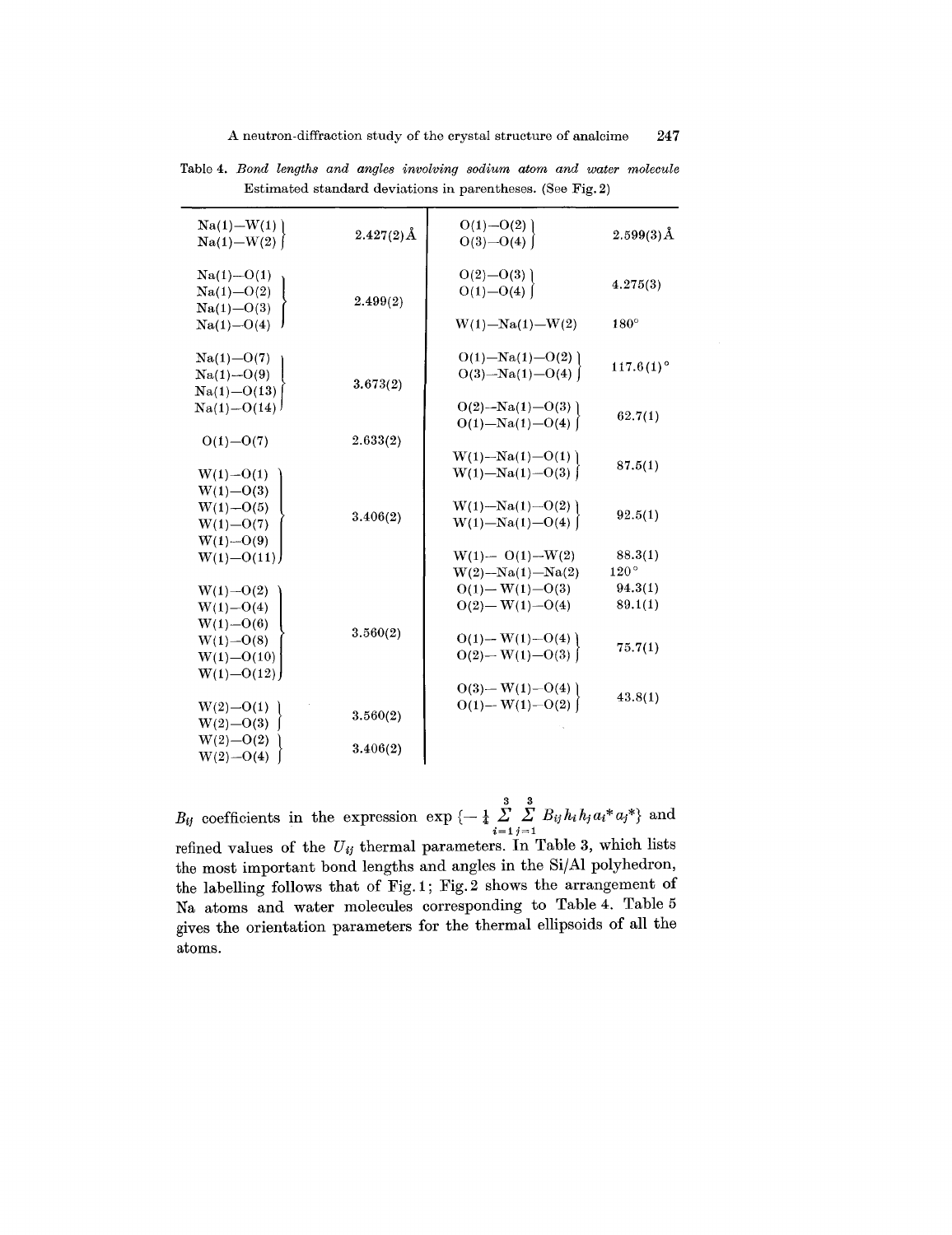Table 4. *Bond lengths and angles involving sodium atom and water molecule* Estimated standard deviations in parentheses. (See Fig. 2)

| Bond | Length | Bond/Angle | Value |
|---|---|---|---|
| Na(1)—W(1)<br>Na(1)—W(2) | 2.427(2) Å | O(1)—O(2)<br>O(3)—O(4) | 2.599(3) Å |
| Na(1)—O(1)<br>Na(1)—O(2)<br>Na(1)—O(3)<br>Na(1)—O(4) | 2.499(2) | O(2)—O(3)<br>O(1)—O(4) | 4.275(3) |
| | | W(1)—Na(1)—W(2) | 180° |
| Na(1)—O(7)<br>Na(1)—O(9)<br>Na(1)—O(13)<br>Na(1)—O(14) | 3.673(2) | O(1)—Na(1)—O(2)<br>O(3)—Na(1)—O(4) | 117.6(1)° |
| | | O(2)—Na(1)—O(3)<br>O(1)—Na(1)—O(4) | 62.7(1) |
| O(1)—O(7) | 2.633(2) | W(1)—Na(1)—O(1)<br>W(1)—Na(1)—O(3) | 87.5(1) |
| W(1)—O(1)<br>W(1)—O(3)<br>W(1)—O(5)<br>W(1)—O(7)<br>W(1)—O(9)<br>W(1)—O(11) | 3.406(2) | W(1)—Na(1)—O(2)<br>W(1)—Na(1)—O(4) | 92.5(1) |
| | | W(1)— O(1)—W(2) | 88.3(1) |
| | | W(2)—Na(1)—Na(2) | 120° |
| W(1)—O(2)<br>W(1)—O(4)<br>W(1)—O(6)<br>W(1)—O(8)<br>W(1)—O(10)<br>W(1)—O(12) | 3.560(2) | O(1)— W(1)—O(3) | 94.3(1) |
| | | O(2)— W(1)—O(4) | 89.1(1) |
| | | O(1)— W(1)—O(4)<br>O(2)— W(1)—O(3) | 75.7(1) |
| W(2)—O(1)<br>W(2)—O(3) | 3.560(2) | O(3)— W(1)—O(4)<br>O(1)— W(1)—O(2) | 43.8(1) |
| W(2)—O(2)<br>W(2)—O(4) | 3.406(2) | | |

$B_{ij}$ coefficients in the expression $\exp\{-\frac{1}{4}\sum_{i=1}^{3}\sum_{j=1}^{3} B_{ij} h_i h_j a_i^* a_j^*\}$ and refined values of the $U_{ij}$ thermal parameters. In Table 3, which lists the most important bond lengths and angles in the Si/Al polyhedron, the labelling follows that of Fig. 1; Fig. 2 shows the arrangement of Na atoms and water molecules corresponding to Table 4. Table 5 gives the orientation parameters for the thermal ellipsoids of all the atoms.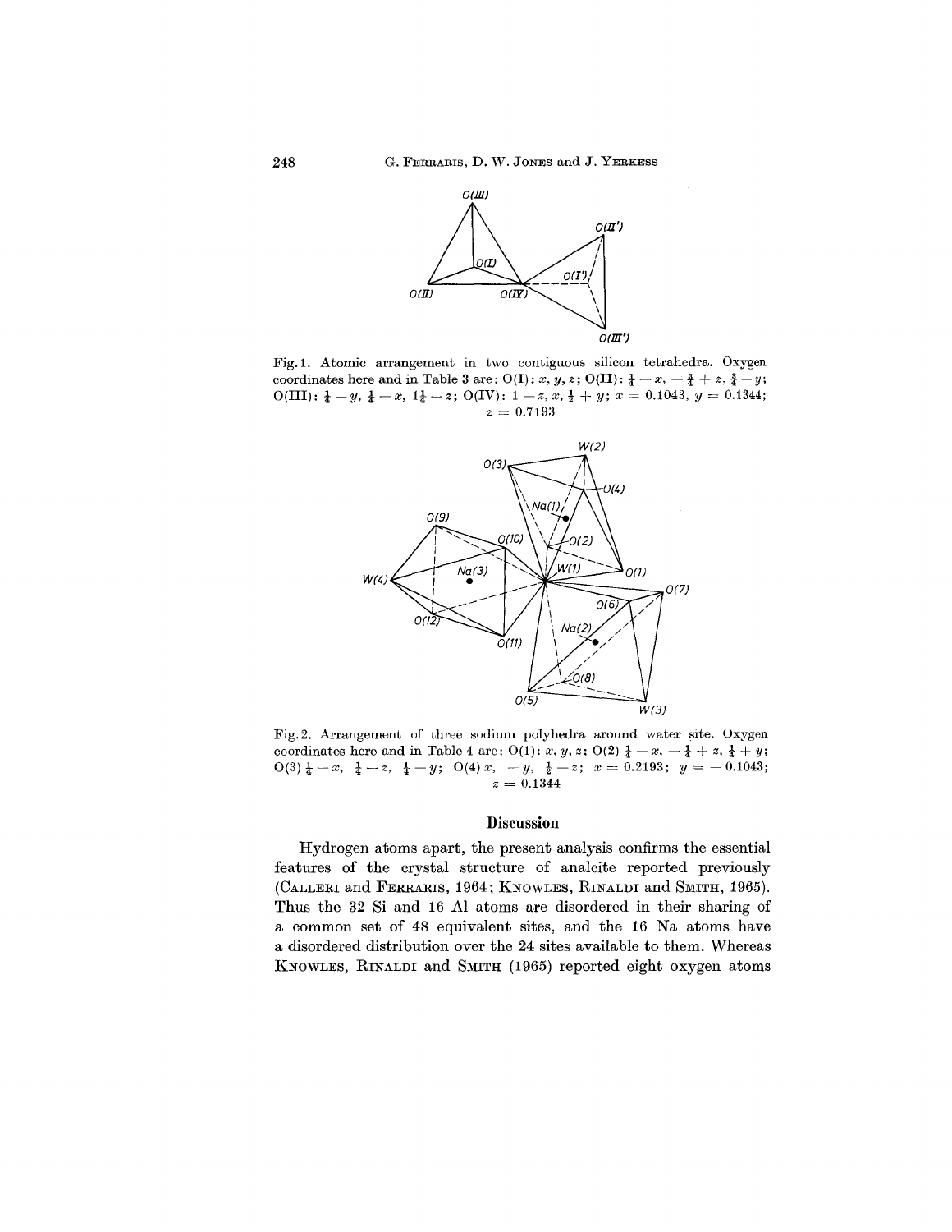Fig. 1. Atomic arrangement in two contiguous silicon tetrahedra. Oxygen coordinates here and in Table 3 are: O(I): $x, y, z$; O(II): $\frac{1}{4} - x, -\frac{3}{4} + z, \frac{3}{4} - y$; O(III): $\frac{1}{4} - y, \frac{1}{4} - x, 1\frac{1}{4} - z$; O(IV): $1 - z, x, \frac{1}{2} + y$; $x = 0.1043$, $y = 0.1344$; $z = 0.7193$

Fig. 2. Arrangement of three sodium polyhedra around water site. Oxygen coordinates here and in Table 4 are: O(1): $x, y, z$; O(2) $\frac{1}{4} - x, -\frac{1}{4} + z, \frac{1}{4} + y$; O(3) $\frac{1}{4} - x, \frac{1}{4} - z, \frac{1}{4} - y$; O(4) $x, -y, \frac{1}{2} - z$; $x = 0.2193$; $y = -0.1043$; $z = 0.1344$

## Discussion

Hydrogen atoms apart, the present analysis confirms the essential features of the crystal structure of analcite reported previously (CALLERI and FERRARIS, 1964; KNOWLES, RINALDI and SMITH, 1965). Thus the 32 Si and 16 Al atoms are disordered in their sharing of a common set of 48 equivalent sites, and the 16 Na atoms have a disordered distribution over the 24 sites available to them. Whereas KNOWLES, RINALDI and SMITH (1965) reported eight oxygen atoms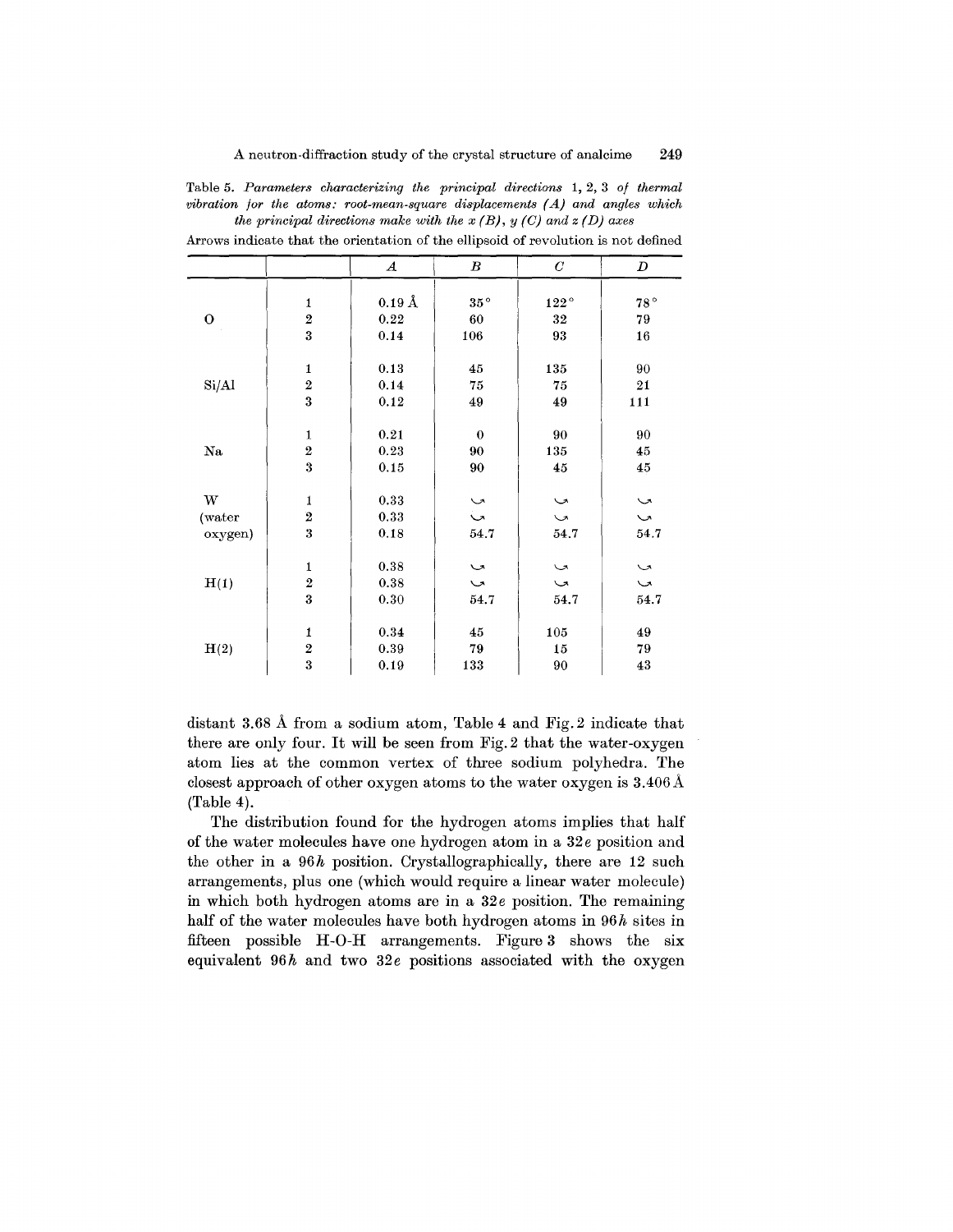Table 5. *Parameters characterizing the principal directions* 1, 2, 3 *of thermal vibration for the atoms: root-mean-square displacements (A) and angles which the principal directions make with the x (B), y (C) and z (D) axes*

Arrows indicate that the orientation of the ellipsoid of revolution is not defined

| | | *A* | *B* | *C* | *D* |
|---|---|---|---|---|---|
| O | 1 | 0.19 Å | 35° | 122° | 78° |
| | 2 | 0.22 | 60 | 32 | 79 |
| | 3 | 0.14 | 106 | 93 | 16 |
| Si/Al | 1 | 0.13 | 45 | 135 | 90 |
| | 2 | 0.14 | 75 | 75 | 21 |
| | 3 | 0.12 | 49 | 49 | 111 |
| Na | 1 | 0.21 | 0 | 90 | 90 |
| | 2 | 0.23 | 90 | 135 | 45 |
| | 3 | 0.15 | 90 | 45 | 45 |
| W (water oxygen) | 1 | 0.33 | ↻ | ↻ | ↻ |
| | 2 | 0.33 | ↻ | ↻ | ↻ |
| | 3 | 0.18 | 54.7 | 54.7 | 54.7 |
| H(1) | 1 | 0.38 | ↻ | ↻ | ↻ |
| | 2 | 0.38 | ↻ | ↻ | ↻ |
| | 3 | 0.30 | 54.7 | 54.7 | 54.7 |
| H(2) | 1 | 0.34 | 45 | 105 | 49 |
| | 2 | 0.39 | 79 | 15 | 79 |
| | 3 | 0.19 | 133 | 90 | 43 |

distant 3.68 Å from a sodium atom, Table 4 and Fig. 2 indicate that there are only four. It will be seen from Fig. 2 that the water-oxygen atom lies at the common vertex of three sodium polyhedra. The closest approach of other oxygen atoms to the water oxygen is 3.406 Å (Table 4).

The distribution found for the hydrogen atoms implies that half of the water molecules have one hydrogen atom in a 32*e* position and the other in a 96*h* position. Crystallographically, there are 12 such arrangements, plus one (which would require a linear water molecule) in which both hydrogen atoms are in a 32*e* position. The remaining half of the water molecules have both hydrogen atoms in 96*h* sites in fifteen possible H-O-H arrangements. Figure 3 shows the six equivalent 96*h* and two 32*e* positions associated with the oxygen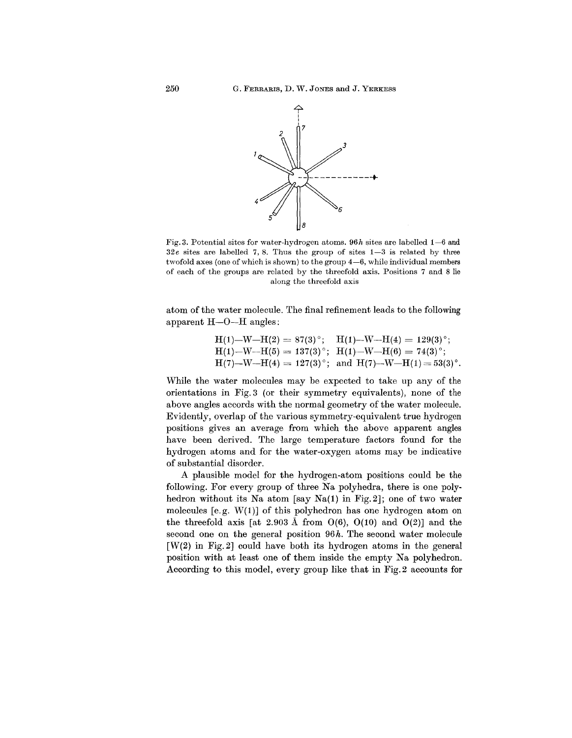Fig. 3. Potential sites for water-hydrogen atoms. 96*h* sites are labelled 1—6 and 32*e* sites are labelled 7, 8. Thus the group of sites 1—3 is related by three twofold axes (one of which is shown) to the group 4—6, while individual members of each of the groups are related by the threefold axis. Positions 7 and 8 lie along the threefold axis

atom of the water molecule. The final refinement leads to the following apparent H—O—H angles:

$$\text{H(1)—W—H(2)} = 87(3)^\circ; \quad \text{H(1)—W—H(4)} = 129(3)^\circ;$$
$$\text{H(1)—W—H(5)} = 137(3)^\circ; \quad \text{H(1)—W—H(6)} = 74(3)^\circ;$$
$$\text{H(7)—W—H(4)} = 127(3)^\circ; \text{ and } \text{H(7)—W—H(1)} = 53(3)^\circ.$$

While the water molecules may be expected to take up any of the orientations in Fig. 3 (or their symmetry equivalents), none of the above angles accords with the normal geometry of the water molecule. Evidently, overlap of the various symmetry-equivalent true hydrogen positions gives an average from which the above apparent angles have been derived. The large temperature factors found for the hydrogen atoms and for the water-oxygen atoms may be indicative of substantial disorder.

A plausible model for the hydrogen-atom positions could be the following. For every group of three Na polyhedra, there is one polyhedron without its Na atom [say Na(1) in Fig. 2]; one of two water molecules [e.g. W(1)] of this polyhedron has one hydrogen atom on the threefold axis [at 2.903 Å from O(6), O(10) and O(2)] and the second one on the general position 96*h*. The second water molecule [W(2) in Fig. 2] could have both its hydrogen atoms in the general position with at least one of them inside the empty Na polyhedron. According to this model, every group like that in Fig. 2 accounts for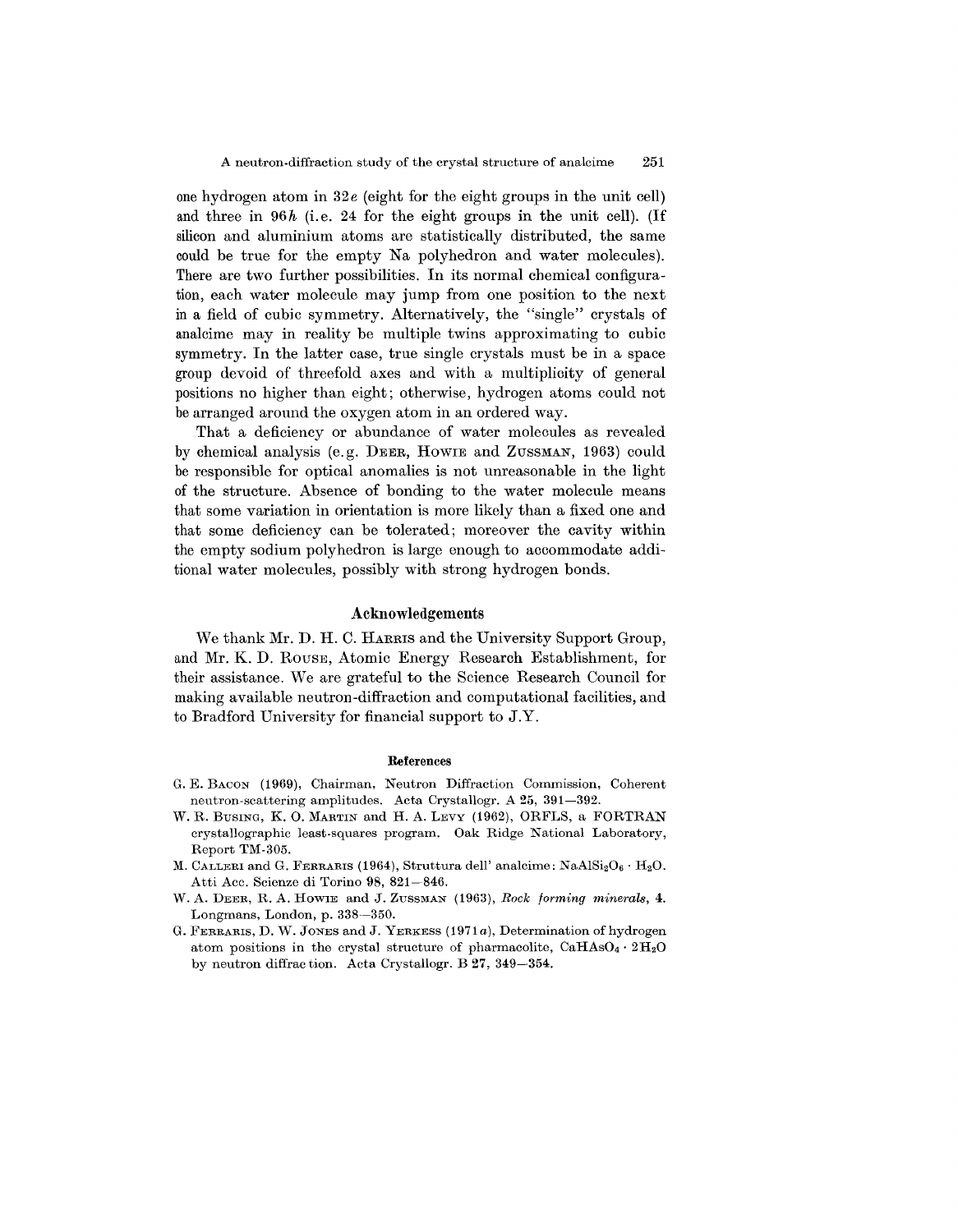one hydrogen atom in $32e$ (eight for the eight groups in the unit cell) and three in $96h$ (i.e. 24 for the eight groups in the unit cell). (If silicon and aluminium atoms are statistically distributed, the same could be true for the empty Na polyhedron and water molecules). There are two further possibilities. In its normal chemical configuration, each water molecule may jump from one position to the next in a field of cubic symmetry. Alternatively, the "single" crystals of analcime may in reality be multiple twins approximating to cubic symmetry. In the latter case, true single crystals must be in a space group devoid of threefold axes and with a multiplicity of general positions no higher than eight; otherwise, hydrogen atoms could not be arranged around the oxygen atom in an ordered way.

That a deficiency or abundance of water molecules as revealed by chemical analysis (e.g. DEER, HOWIE and ZUSSMAN, 1963) could be responsible for optical anomalies is not unreasonable in the light of the structure. Absence of bonding to the water molecule means that some variation in orientation is more likely than a fixed one and that some deficiency can be tolerated; moreover the cavity within the empty sodium polyhedron is large enough to accommodate additional water molecules, possibly with strong hydrogen bonds.

## Acknowledgements

We thank Mr. D. H. C. HARRIS and the University Support Group, and Mr. K. D. ROUSE, Atomic Energy Research Establishment, for their assistance. We are grateful to the Science Research Council for making available neutron-diffraction and computational facilities, and to Bradford University for financial support to J.Y.

### References

G. E. BACON (1969), Chairman, Neutron Diffraction Commission, Coherent neutron-scattering amplitudes. Acta Crystallogr. A **25**, 391–392.

W. R. BUSING, K. O. MARTIN and H. A. LEVY (1962), ORFLS, a FORTRAN crystallographic least-squares program. Oak Ridge National Laboratory, Report TM-305.

M. CALLERI and G. FERRARIS (1964), Struttura dell' analcime: $NaAlSi_2O_6 \cdot H_2O$. Atti Acc. Scienze di Torino **98**, 821–846.

W. A. DEER, R. A. HOWIE and J. ZUSSMAN (1963), *Rock forming minerals*, **4**. Longmans, London, p. 338–350.

G. FERRARIS, D. W. JONES and J. YERKESS (1971a), Determination of hydrogen atom positions in the crystal structure of pharmacolite, $CaHAsO_4 \cdot 2H_2O$ by neutron diffraction. Acta Crystallogr. B **27**, 349–354.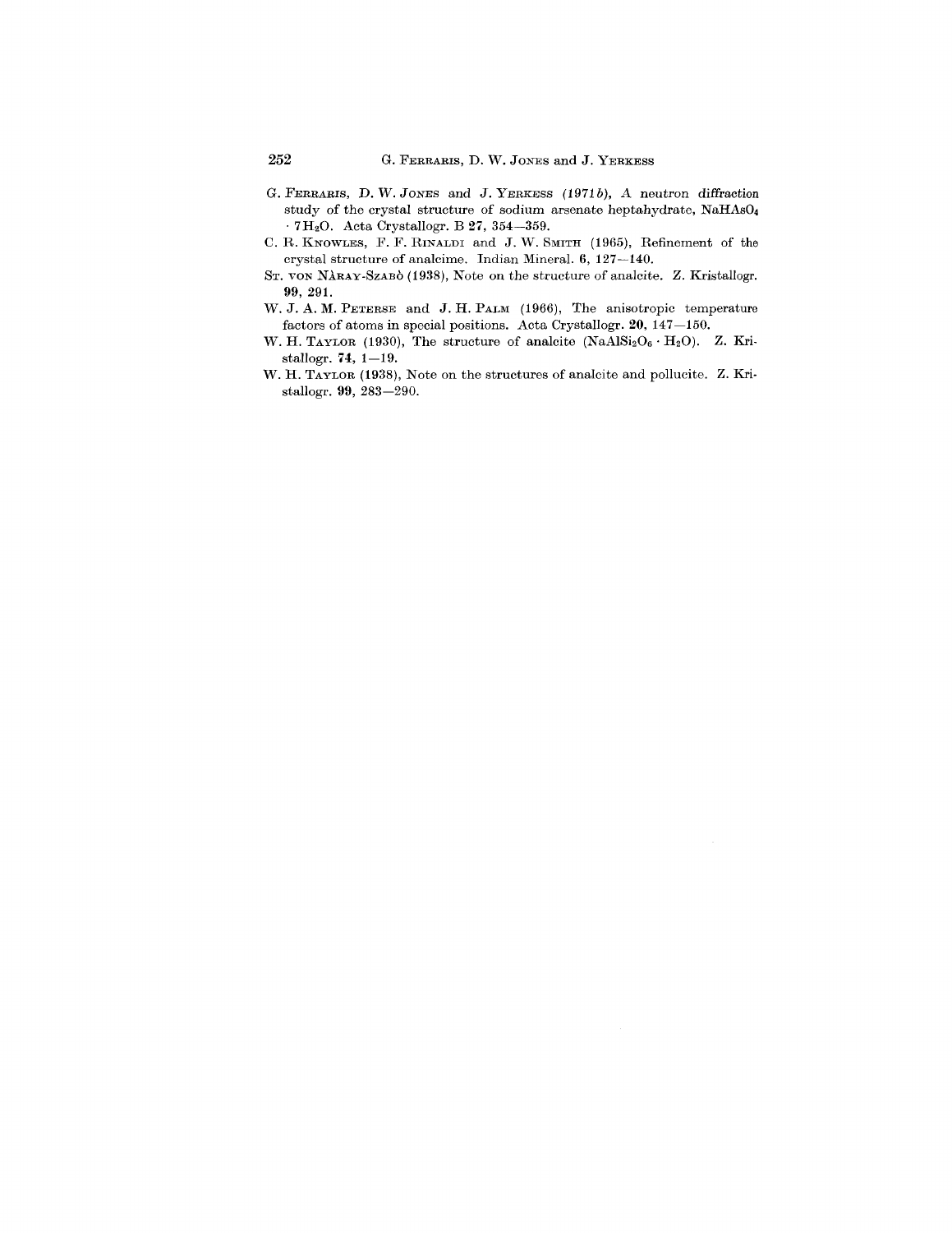G. Ferraris, D. W. Jones and J. Yerkess (1971b), A neutron diffraction study of the crystal structure of sodium arsenate heptahydrate, $NaHAsO_4 \cdot 7H_2O$. Acta Crystallogr. B **27**, 354—359.

C. R. Knowles, F. F. Rinaldi and J. W. Smith (1965), Refinement of the crystal structure of analcime. Indian Mineral. **6**, 127—140.

St. von Náray-Szabó (1938), Note on the structure of analcite. Z. Kristallogr. **99**, 291.

W. J. A. M. Peterse and J. H. Palm (1966), The anisotropic temperature factors of atoms in special positions. Acta Crystallogr. **20**, 147—150.

W. H. Taylor (1930), The structure of analcite ($NaAlSi_2O_6 \cdot H_2O$). Z. Kristallogr. **74**, 1—19.

W. H. Taylor (1938), Note on the structures of analcite and pollucite. Z. Kristallogr. **99**, 283—290.